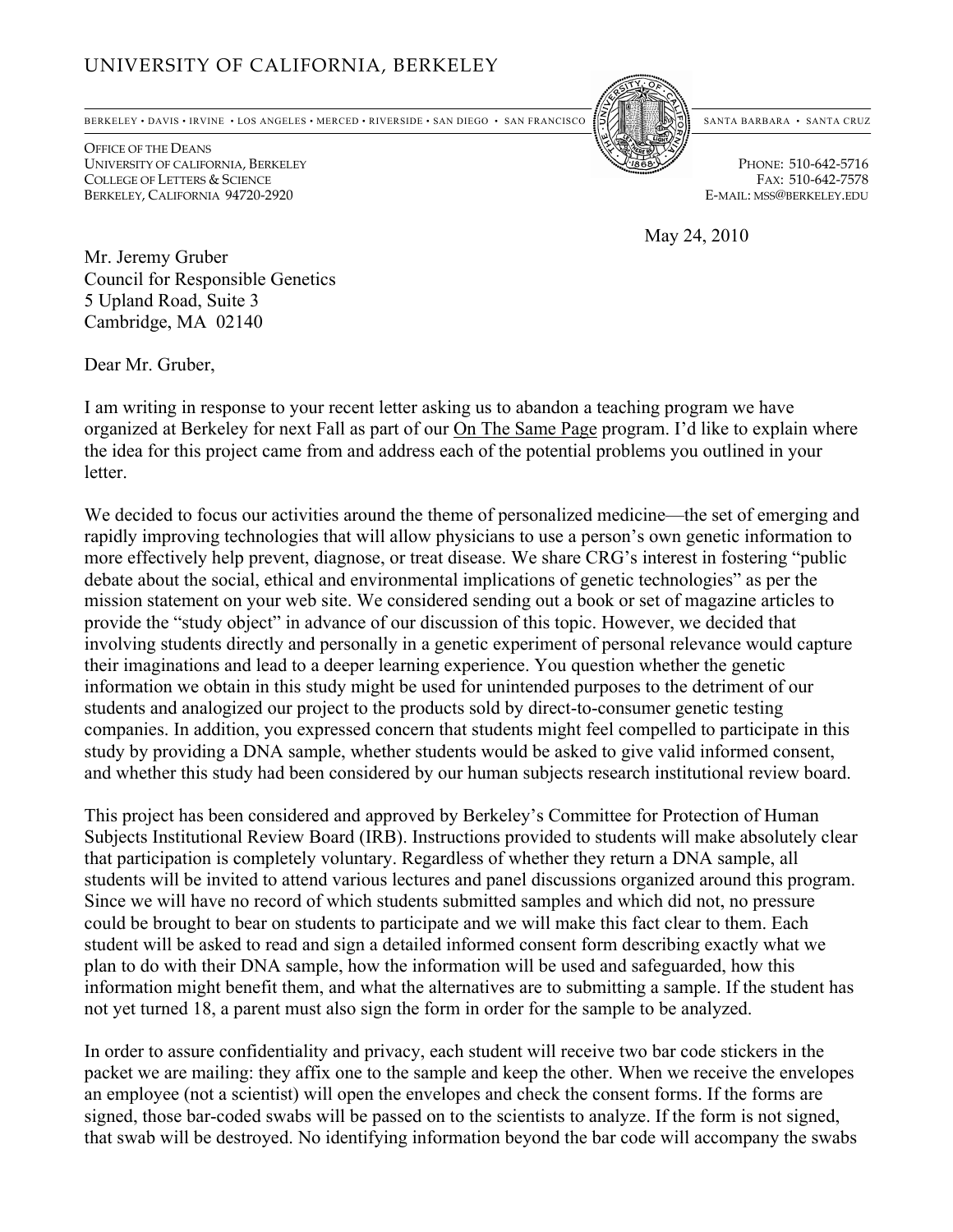UNIVERSITY OF CALIFORNIA, BERKELEY

BERKELEY • DAVIS • IRVINE • LOS ANGELES • MERCED • RIVERSIDE • SAN DIEGO • SAN FRANCISCO SANTA BARBARA • SANTA CRUZ

OFFICE OF THE DEANS
UNIVERSITY OF CALIFORNIA, BERKELEY
COLLEGE OF LETTERS & SCIENCE
BERKELEY, CALIFORNIA 94720-2920

PHONE: 510-642-5716
FAX: 510-642-7578
E-MAIL: MSS@BERKELEY.EDU

May 24, 2010

Mr. Jeremy Gruber
Council for Responsible Genetics
5 Upland Road, Suite 3
Cambridge, MA 02140

Dear Mr. Gruber,

I am writing in response to your recent letter asking us to abandon a teaching program we have organized at Berkeley for next Fall as part of our On The Same Page program. I'd like to explain where the idea for this project came from and address each of the potential problems you outlined in your letter.

We decided to focus our activities around the theme of personalized medicine—the set of emerging and rapidly improving technologies that will allow physicians to use a person's own genetic information to more effectively help prevent, diagnose, or treat disease. We share CRG's interest in fostering "public debate about the social, ethical and environmental implications of genetic technologies" as per the mission statement on your web site. We considered sending out a book or set of magazine articles to provide the "study object" in advance of our discussion of this topic. However, we decided that involving students directly and personally in a genetic experiment of personal relevance would capture their imaginations and lead to a deeper learning experience. You question whether the genetic information we obtain in this study might be used for unintended purposes to the detriment of our students and analogized our project to the products sold by direct-to-consumer genetic testing companies. In addition, you expressed concern that students might feel compelled to participate in this study by providing a DNA sample, whether students would be asked to give valid informed consent, and whether this study had been considered by our human subjects research institutional review board.

This project has been considered and approved by Berkeley's Committee for Protection of Human Subjects Institutional Review Board (IRB). Instructions provided to students will make absolutely clear that participation is completely voluntary. Regardless of whether they return a DNA sample, all students will be invited to attend various lectures and panel discussions organized around this program. Since we will have no record of which students submitted samples and which did not, no pressure could be brought to bear on students to participate and we will make this fact clear to them. Each student will be asked to read and sign a detailed informed consent form describing exactly what we plan to do with their DNA sample, how the information will be used and safeguarded, how this information might benefit them, and what the alternatives are to submitting a sample. If the student has not yet turned 18, a parent must also sign the form in order for the sample to be analyzed.

In order to assure confidentiality and privacy, each student will receive two bar code stickers in the packet we are mailing: they affix one to the sample and keep the other. When we receive the envelopes an employee (not a scientist) will open the envelopes and check the consent forms. If the forms are signed, those bar-coded swabs will be passed on to the scientists to analyze. If the form is not signed, that swab will be destroyed. No identifying information beyond the bar code will accompany the swabs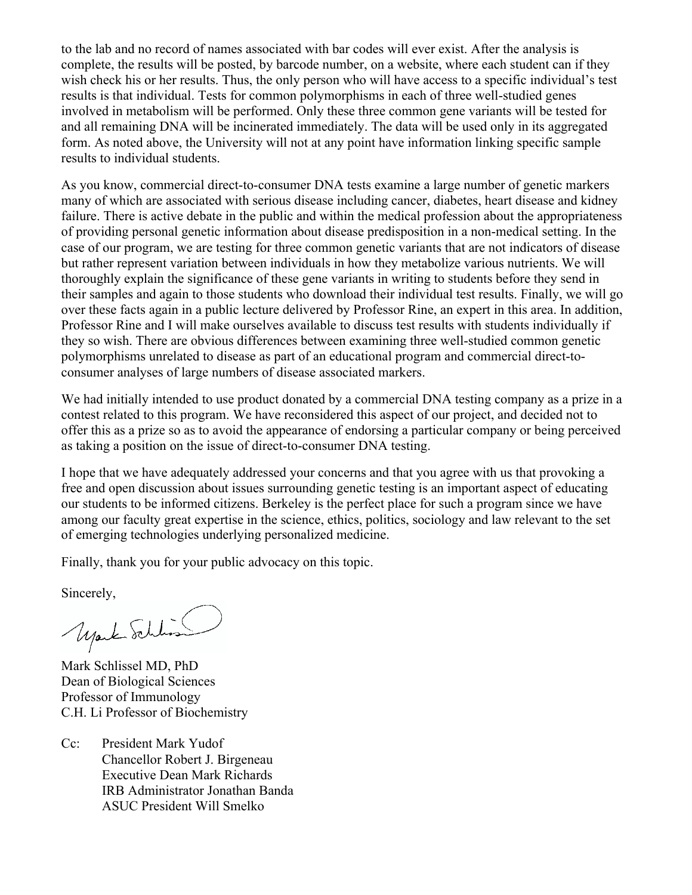to the lab and no record of names associated with bar codes will ever exist. After the analysis is complete, the results will be posted, by barcode number, on a website, where each student can if they wish check his or her results. Thus, the only person who will have access to a specific individual's test results is that individual. Tests for common polymorphisms in each of three well-studied genes involved in metabolism will be performed. Only these three common gene variants will be tested for and all remaining DNA will be incinerated immediately. The data will be used only in its aggregated form. As noted above, the University will not at any point have information linking specific sample results to individual students.

As you know, commercial direct-to-consumer DNA tests examine a large number of genetic markers many of which are associated with serious disease including cancer, diabetes, heart disease and kidney failure. There is active debate in the public and within the medical profession about the appropriateness of providing personal genetic information about disease predisposition in a non-medical setting. In the case of our program, we are testing for three common genetic variants that are not indicators of disease but rather represent variation between individuals in how they metabolize various nutrients. We will thoroughly explain the significance of these gene variants in writing to students before they send in their samples and again to those students who download their individual test results. Finally, we will go over these facts again in a public lecture delivered by Professor Rine, an expert in this area. In addition, Professor Rine and I will make ourselves available to discuss test results with students individually if they so wish. There are obvious differences between examining three well-studied common genetic polymorphisms unrelated to disease as part of an educational program and commercial direct-to-consumer analyses of large numbers of disease associated markers.

We had initially intended to use product donated by a commercial DNA testing company as a prize in a contest related to this program. We have reconsidered this aspect of our project, and decided not to offer this as a prize so as to avoid the appearance of endorsing a particular company or being perceived as taking a position on the issue of direct-to-consumer DNA testing.

I hope that we have adequately addressed your concerns and that you agree with us that provoking a free and open discussion about issues surrounding genetic testing is an important aspect of educating our students to be informed citizens. Berkeley is the perfect place for such a program since we have among our faculty great expertise in the science, ethics, politics, sociology and law relevant to the set of emerging technologies underlying personalized medicine.

Finally, thank you for your public advocacy on this topic.

Sincerely,

Mark Schlissel MD, PhD
Dean of Biological Sciences
Professor of Immunology
C.H. Li Professor of Biochemistry

Cc: President Mark Yudof
Chancellor Robert J. Birgeneau
Executive Dean Mark Richards
IRB Administrator Jonathan Banda
ASUC President Will Smelko